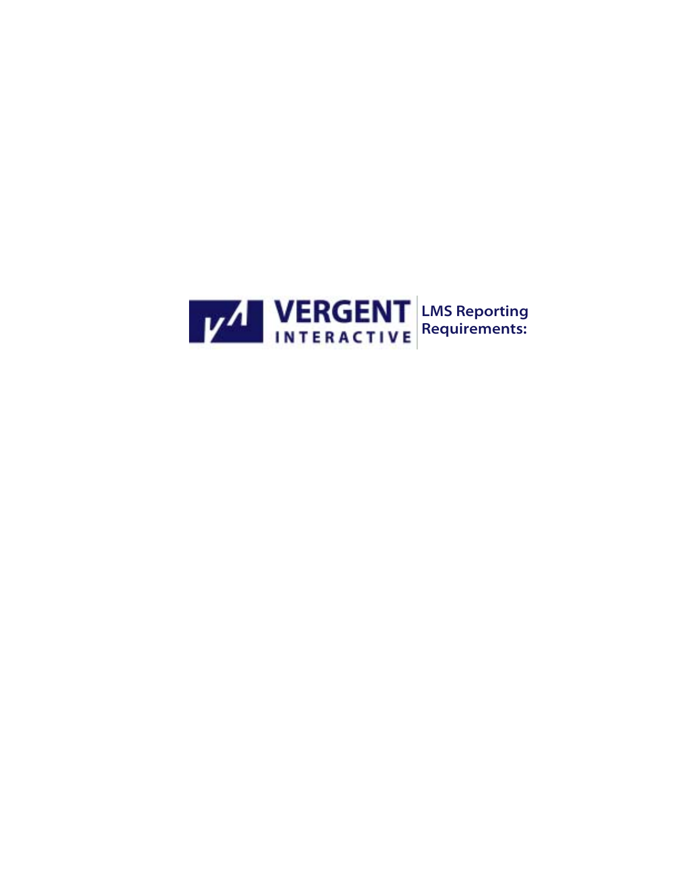VERGENT INTERACTIVE

# LMS Reporting Requirements: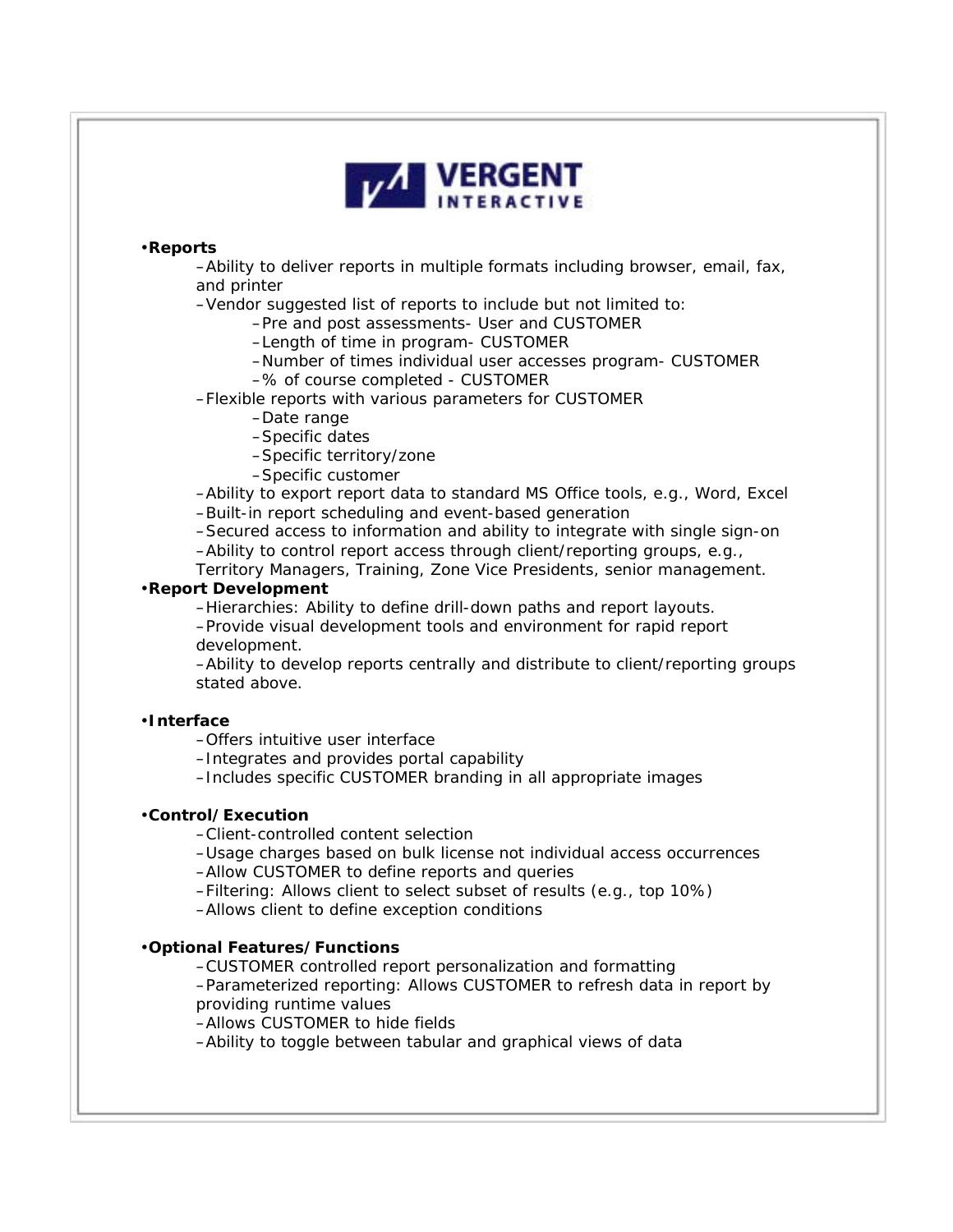**VERGENT INTERACTIVE**

- **Reports**
  - Ability to deliver reports in multiple formats including browser, email, fax, and printer
  - Vendor suggested list of reports to include but not limited to:
    - Pre and post assessments- User and CUSTOMER
    - Length of time in program- CUSTOMER
    - Number of times individual user accesses program- CUSTOMER
    - % of course completed - CUSTOMER
  - Flexible reports with various parameters for CUSTOMER
    - Date range
    - Specific dates
    - Specific territory/zone
    - Specific customer
  - Ability to export report data to standard MS Office tools, e.g., Word, Excel
  - Built-in report scheduling and event-based generation
  - Secured access to information and ability to integrate with single sign-on
  - Ability to control report access through client/reporting groups, e.g., Territory Managers, Training, Zone Vice Presidents, senior management.
- **Report Development**
  - Hierarchies: Ability to define drill-down paths and report layouts.
  - Provide visual development tools and environment for rapid report development.
  - Ability to develop reports centrally and distribute to client/reporting groups stated above.

- **Interface**
  - Offers intuitive user interface
  - Integrates and provides portal capability
  - Includes specific CUSTOMER branding in all appropriate images

- **Control/Execution**
  - Client-controlled content selection
  - Usage charges based on bulk license not individual access occurrences
  - Allow CUSTOMER to define reports and queries
  - Filtering: Allows client to select subset of results (e.g., top 10%)
  - Allows client to define exception conditions

- **Optional Features/Functions**
  - CUSTOMER controlled report personalization and formatting
  - Parameterized reporting: Allows CUSTOMER to refresh data in report by providing runtime values
  - Allows CUSTOMER to hide fields
  - Ability to toggle between tabular and graphical views of data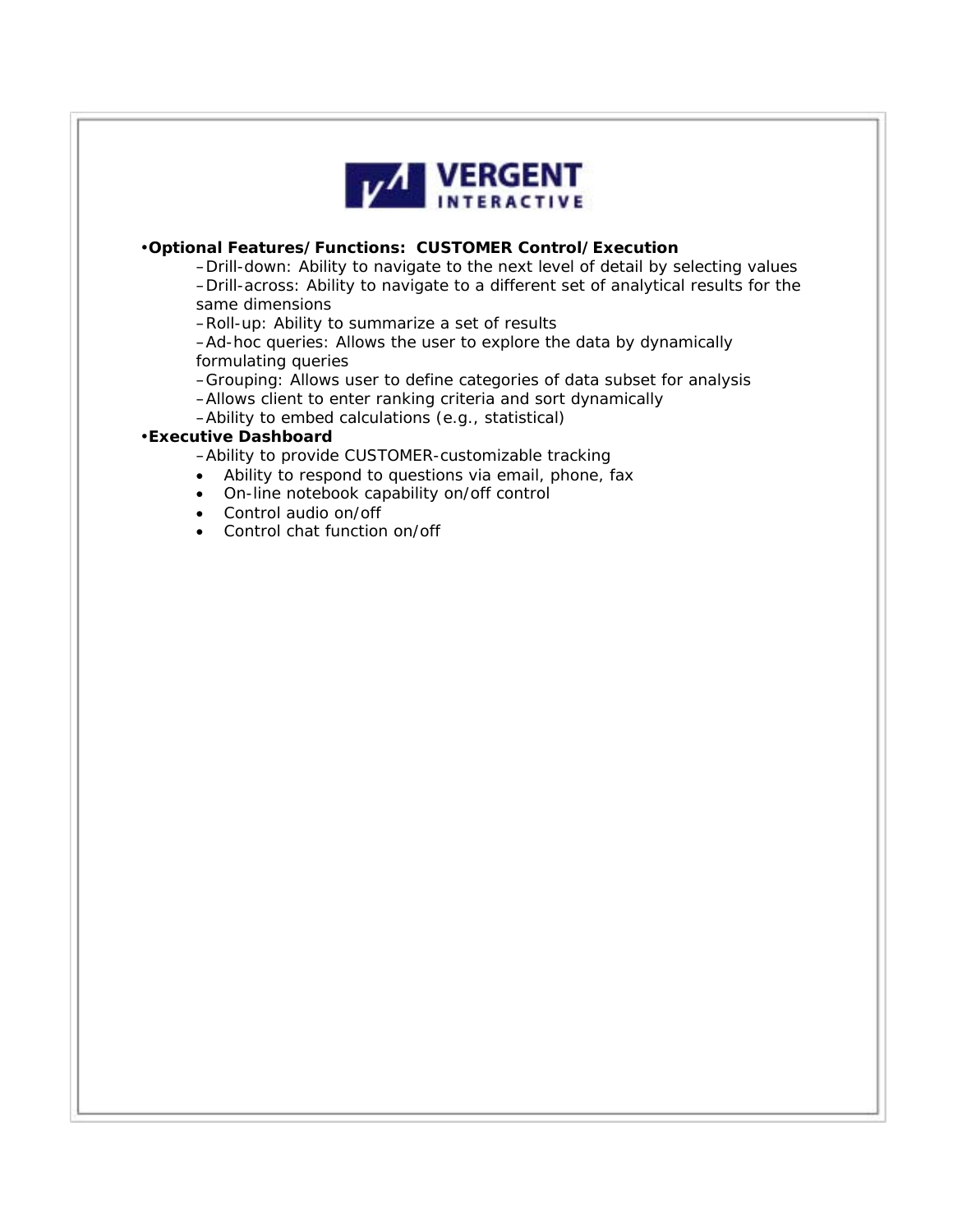VERGENT INTERACTIVE

- **Optional Features/Functions: CUSTOMER Control/Execution**
  - Drill-down: Ability to navigate to the next level of detail by selecting values
  - Drill-across: Ability to navigate to a different set of analytical results for the same dimensions
  - Roll-up: Ability to summarize a set of results
  - Ad-hoc queries: Allows the user to explore the data by dynamically formulating queries
  - Grouping: Allows user to define categories of data subset for analysis
  - Allows client to enter ranking criteria and sort dynamically
  - Ability to embed calculations (e.g., statistical)
- **Executive Dashboard**
  - Ability to provide CUSTOMER-customizable tracking
  - Ability to respond to questions via email, phone, fax
  - On-line notebook capability on/off control
  - Control audio on/off
  - Control chat function on/off